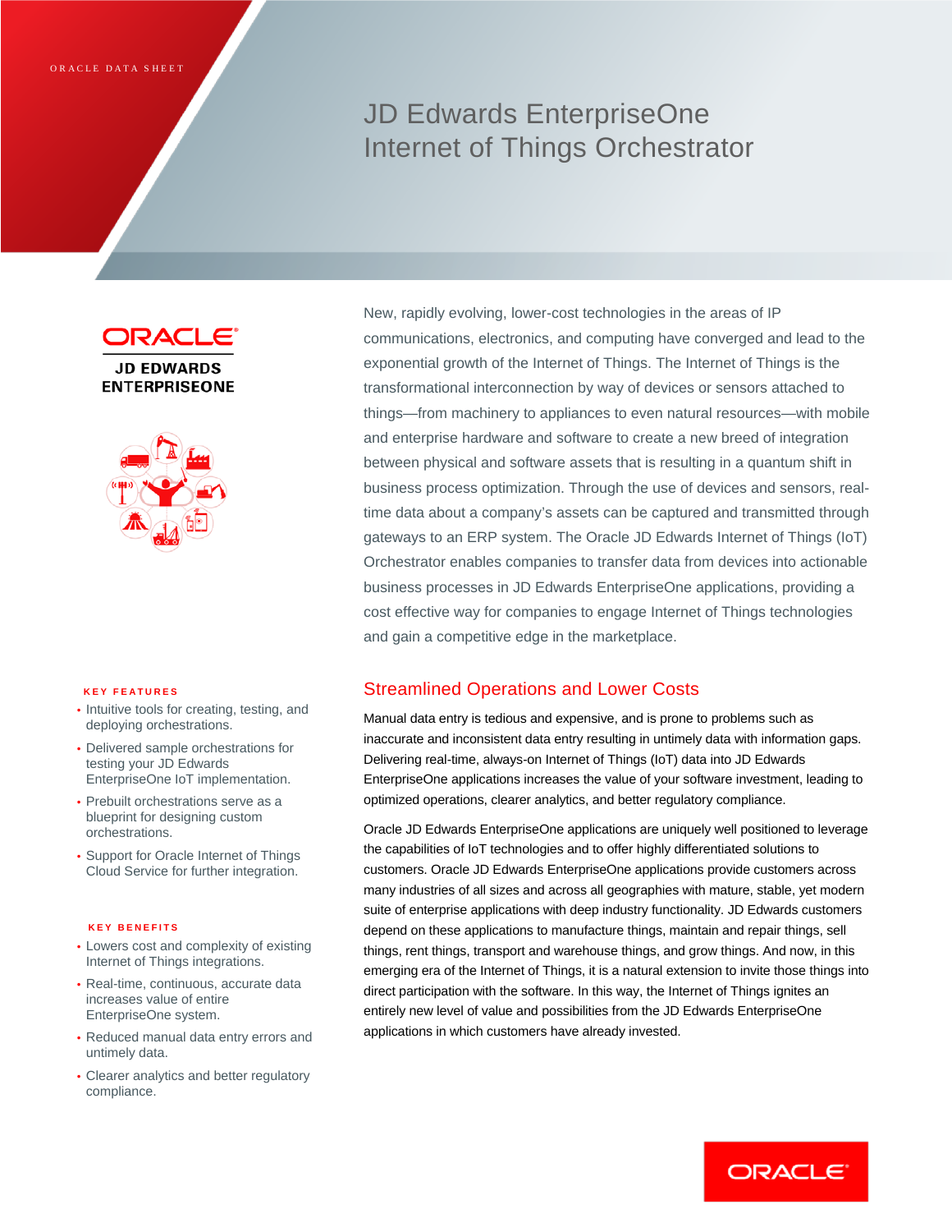ORACLE DATA SHEET

# JD Edwards EnterpriseOne Internet of Things Orchestrator

ORACLE
JD EDWARDS ENTERPRISEONE

New, rapidly evolving, lower-cost technologies in the areas of IP communications, electronics, and computing have converged and lead to the exponential growth of the Internet of Things. The Internet of Things is the transformational interconnection by way of devices or sensors attached to things—from machinery to appliances to even natural resources—with mobile and enterprise hardware and software to create a new breed of integration between physical and software assets that is resulting in a quantum shift in business process optimization. Through the use of devices and sensors, real-time data about a company's assets can be captured and transmitted through gateways to an ERP system. The Oracle JD Edwards Internet of Things (IoT) Orchestrator enables companies to transfer data from devices into actionable business processes in JD Edwards EnterpriseOne applications, providing a cost effective way for companies to engage Internet of Things technologies and gain a competitive edge in the marketplace.

## Streamlined Operations and Lower Costs

Manual data entry is tedious and expensive, and is prone to problems such as inaccurate and inconsistent data entry resulting in untimely data with information gaps. Delivering real-time, always-on Internet of Things (IoT) data into JD Edwards EnterpriseOne applications increases the value of your software investment, leading to optimized operations, clearer analytics, and better regulatory compliance.

Oracle JD Edwards EnterpriseOne applications are uniquely well positioned to leverage the capabilities of IoT technologies and to offer highly differentiated solutions to customers. Oracle JD Edwards EnterpriseOne applications provide customers across many industries of all sizes and across all geographies with mature, stable, yet modern suite of enterprise applications with deep industry functionality. JD Edwards customers depend on these applications to manufacture things, maintain and repair things, sell things, rent things, transport and warehouse things, and grow things. And now, in this emerging era of the Internet of Things, it is a natural extension to invite those things into direct participation with the software. In this way, the Internet of Things ignites an entirely new level of value and possibilities from the JD Edwards EnterpriseOne applications in which customers have already invested.

### KEY FEATURES

- Intuitive tools for creating, testing, and deploying orchestrations.
- Delivered sample orchestrations for testing your JD Edwards EnterpriseOne IoT implementation.
- Prebuilt orchestrations serve as a blueprint for designing custom orchestrations.
- Support for Oracle Internet of Things Cloud Service for further integration.

### KEY BENEFITS

- Lowers cost and complexity of existing Internet of Things integrations.
- Real-time, continuous, accurate data increases value of entire EnterpriseOne system.
- Reduced manual data entry errors and untimely data.
- Clearer analytics and better regulatory compliance.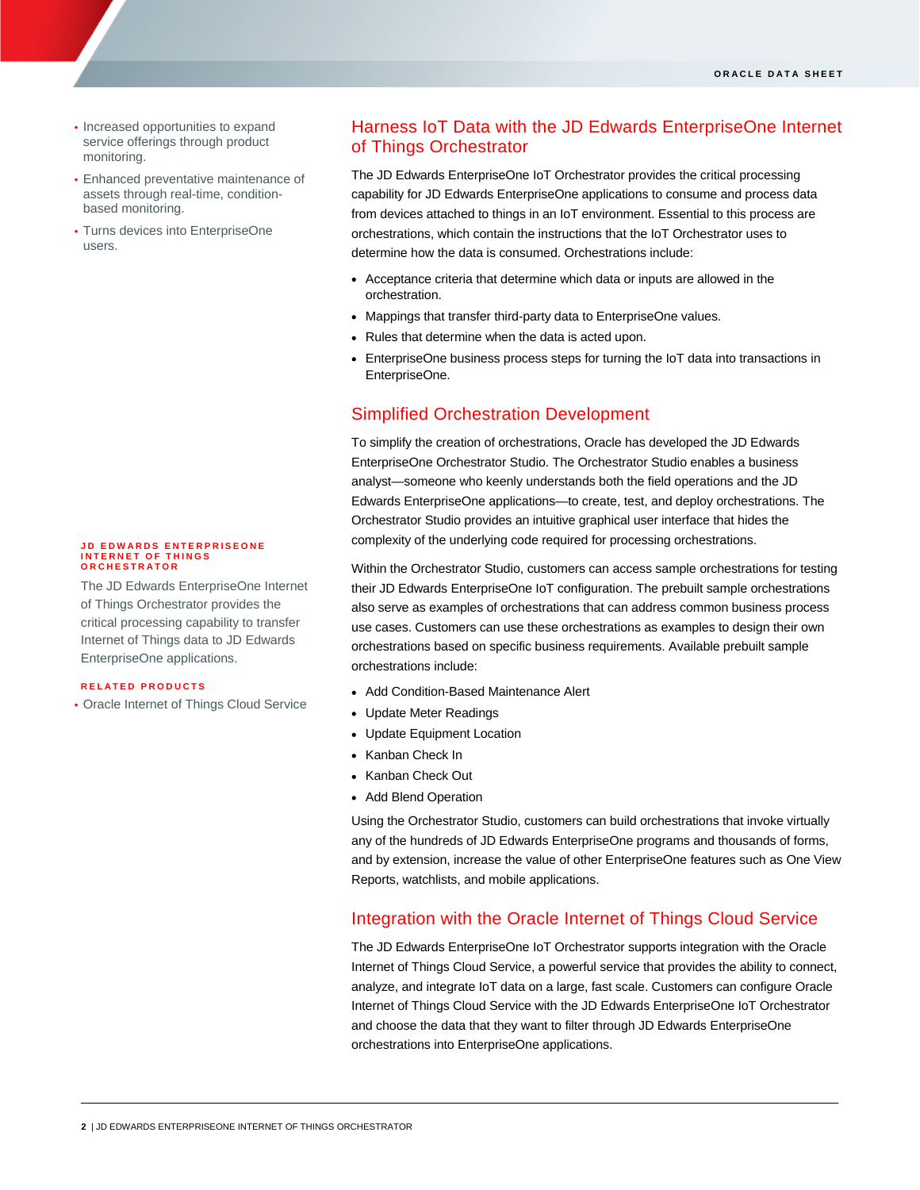- Increased opportunities to expand service offerings through product monitoring.
- Enhanced preventative maintenance of assets through real-time, condition-based monitoring.
- Turns devices into EnterpriseOne users.

## Harness IoT Data with the JD Edwards EnterpriseOne Internet of Things Orchestrator

The JD Edwards EnterpriseOne IoT Orchestrator provides the critical processing capability for JD Edwards EnterpriseOne applications to consume and process data from devices attached to things in an IoT environment. Essential to this process are orchestrations, which contain the instructions that the IoT Orchestrator uses to determine how the data is consumed. Orchestrations include:

- Acceptance criteria that determine which data or inputs are allowed in the orchestration.
- Mappings that transfer third-party data to EnterpriseOne values.
- Rules that determine when the data is acted upon.
- EnterpriseOne business process steps for turning the IoT data into transactions in EnterpriseOne.

## Simplified Orchestration Development

To simplify the creation of orchestrations, Oracle has developed the JD Edwards EnterpriseOne Orchestrator Studio. The Orchestrator Studio enables a business analyst—someone who keenly understands both the field operations and the JD Edwards EnterpriseOne applications—to create, test, and deploy orchestrations. The Orchestrator Studio provides an intuitive graphical user interface that hides the complexity of the underlying code required for processing orchestrations.

Within the Orchestrator Studio, customers can access sample orchestrations for testing their JD Edwards EnterpriseOne IoT configuration. The prebuilt sample orchestrations also serve as examples of orchestrations that can address common business process use cases. Customers can use these orchestrations as examples to design their own orchestrations based on specific business requirements. Available prebuilt sample orchestrations include:

- Add Condition-Based Maintenance Alert
- Update Meter Readings
- Update Equipment Location
- Kanban Check In
- Kanban Check Out
- Add Blend Operation

Using the Orchestrator Studio, customers can build orchestrations that invoke virtually any of the hundreds of JD Edwards EnterpriseOne programs and thousands of forms, and by extension, increase the value of other EnterpriseOne features such as One View Reports, watchlists, and mobile applications.

## Integration with the Oracle Internet of Things Cloud Service

The JD Edwards EnterpriseOne IoT Orchestrator supports integration with the Oracle Internet of Things Cloud Service, a powerful service that provides the ability to connect, analyze, and integrate IoT data on a large, fast scale. Customers can configure Oracle Internet of Things Cloud Service with the JD Edwards EnterpriseOne IoT Orchestrator and choose the data that they want to filter through JD Edwards EnterpriseOne orchestrations into EnterpriseOne applications.

**JD EDWARDS ENTERPRISEONE INTERNET OF THINGS ORCHESTRATOR**

The JD Edwards EnterpriseOne Internet of Things Orchestrator provides the critical processing capability to transfer Internet of Things data to JD Edwards EnterpriseOne applications.

**RELATED PRODUCTS**

- Oracle Internet of Things Cloud Service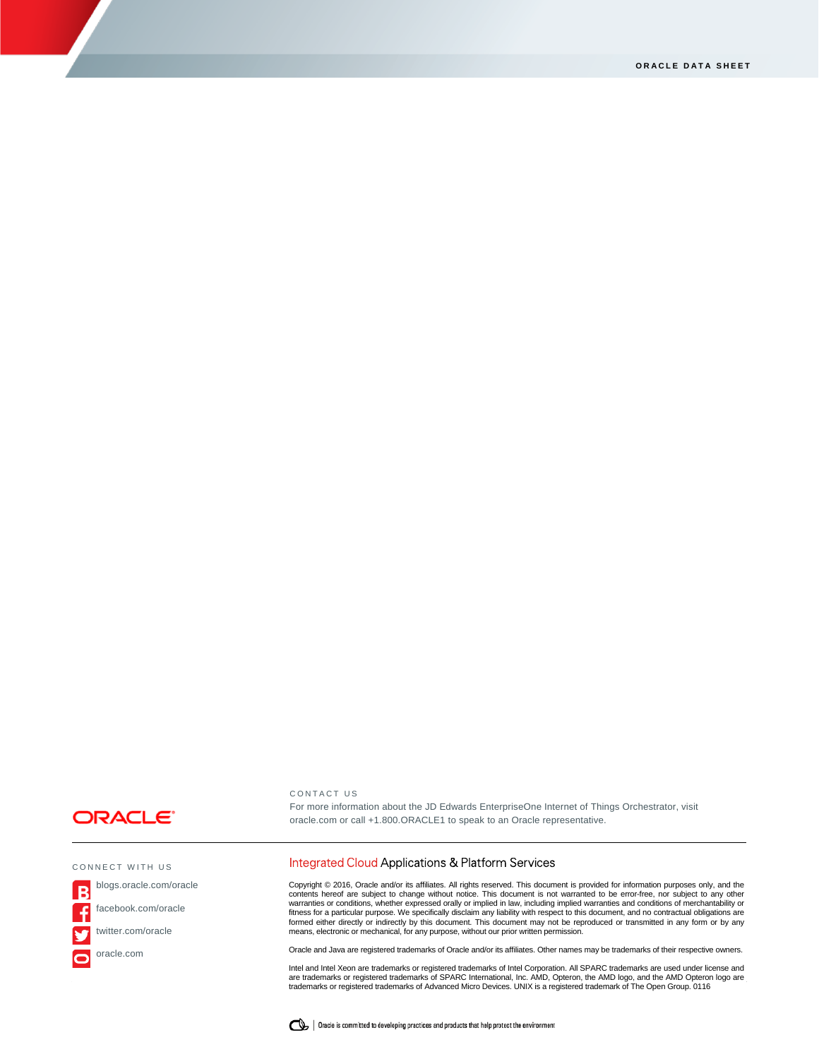CONTACT US

For more information about the JD Edwards EnterpriseOne Internet of Things Orchestrator, visit oracle.com or call +1.800.ORACLE1 to speak to an Oracle representative.

ORACLE

CONNECT WITH US

- blogs.oracle.com/oracle
- facebook.com/oracle
- twitter.com/oracle
- oracle.com

Integrated Cloud Applications & Platform Services

Copyright © 2016, Oracle and/or its affiliates. All rights reserved. This document is provided for information purposes only, and the contents hereof are subject to change without notice. This document is not warranted to be error-free, nor subject to any other warranties or conditions, whether expressed orally or implied in law, including implied warranties and conditions of merchantability or fitness for a particular purpose. We specifically disclaim any liability with respect to this document, and no contractual obligations are formed either directly or indirectly by this document. This document may not be reproduced or transmitted in any form or by any means, electronic or mechanical, for any purpose, without our prior written permission.

Oracle and Java are registered trademarks of Oracle and/or its affiliates. Other names may be trademarks of their respective owners.

Intel and Intel Xeon are trademarks or registered trademarks of Intel Corporation. All SPARC trademarks are used under license and are trademarks or registered trademarks of SPARC International, Inc. AMD, Opteron, the AMD logo, and the AMD Opteron logo are trademarks or registered trademarks of Advanced Micro Devices. UNIX is a registered trademark of The Open Group. 0116

Oracle is committed to developing practices and products that help protect the environment